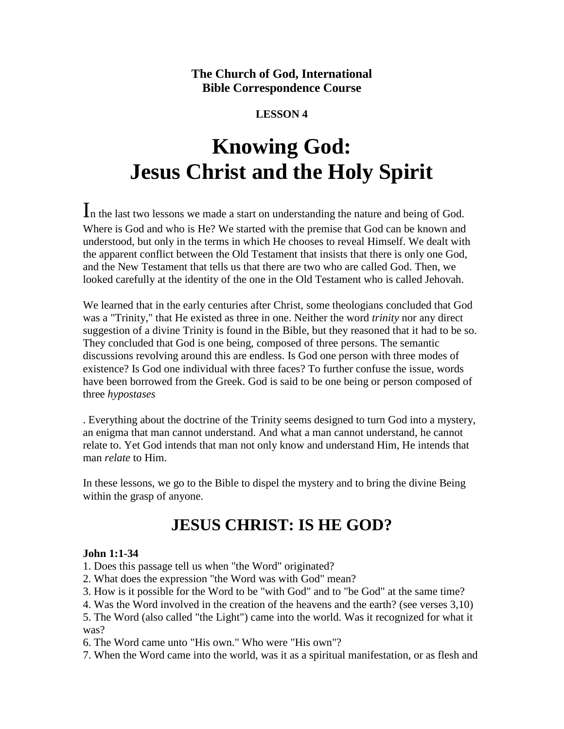**The Church of God, International**
**Bible Correspondence Course**

**LESSON 4**

# Knowing God: Jesus Christ and the Holy Spirit

In the last two lessons we made a start on understanding the nature and being of God. Where is God and who is He? We started with the premise that God can be known and understood, but only in the terms in which He chooses to reveal Himself. We dealt with the apparent conflict between the Old Testament that insists that there is only one God, and the New Testament that tells us that there are two who are called God. Then, we looked carefully at the identity of the one in the Old Testament who is called Jehovah.

We learned that in the early centuries after Christ, some theologians concluded that God was a "Trinity," that He existed as three in one. Neither the word *trinity* nor any direct suggestion of a divine Trinity is found in the Bible, but they reasoned that it had to be so. They concluded that God is one being, composed of three persons. The semantic discussions revolving around this are endless. Is God one person with three modes of existence? Is God one individual with three faces? To further confuse the issue, words have been borrowed from the Greek. God is said to be one being or person composed of three *hypostases*

. Everything about the doctrine of the Trinity seems designed to turn God into a mystery, an enigma that man cannot understand. And what a man cannot understand, he cannot relate to. Yet God intends that man not only know and understand Him, He intends that man *relate* to Him.

In these lessons, we go to the Bible to dispel the mystery and to bring the divine Being within the grasp of anyone.

## JESUS CHRIST: IS HE GOD?

**John 1:1-34**

1. Does this passage tell us when "the Word" originated?
2. What does the expression "the Word was with God" mean?
3. How is it possible for the Word to be "with God" and to "be God" at the same time?
4. Was the Word involved in the creation of the heavens and the earth? (see verses 3,10)
5. The Word (also called "the Light") came into the world. Was it recognized for what it was?
6. The Word came unto "His own." Who were "His own"?
7. When the Word came into the world, was it as a spiritual manifestation, or as flesh and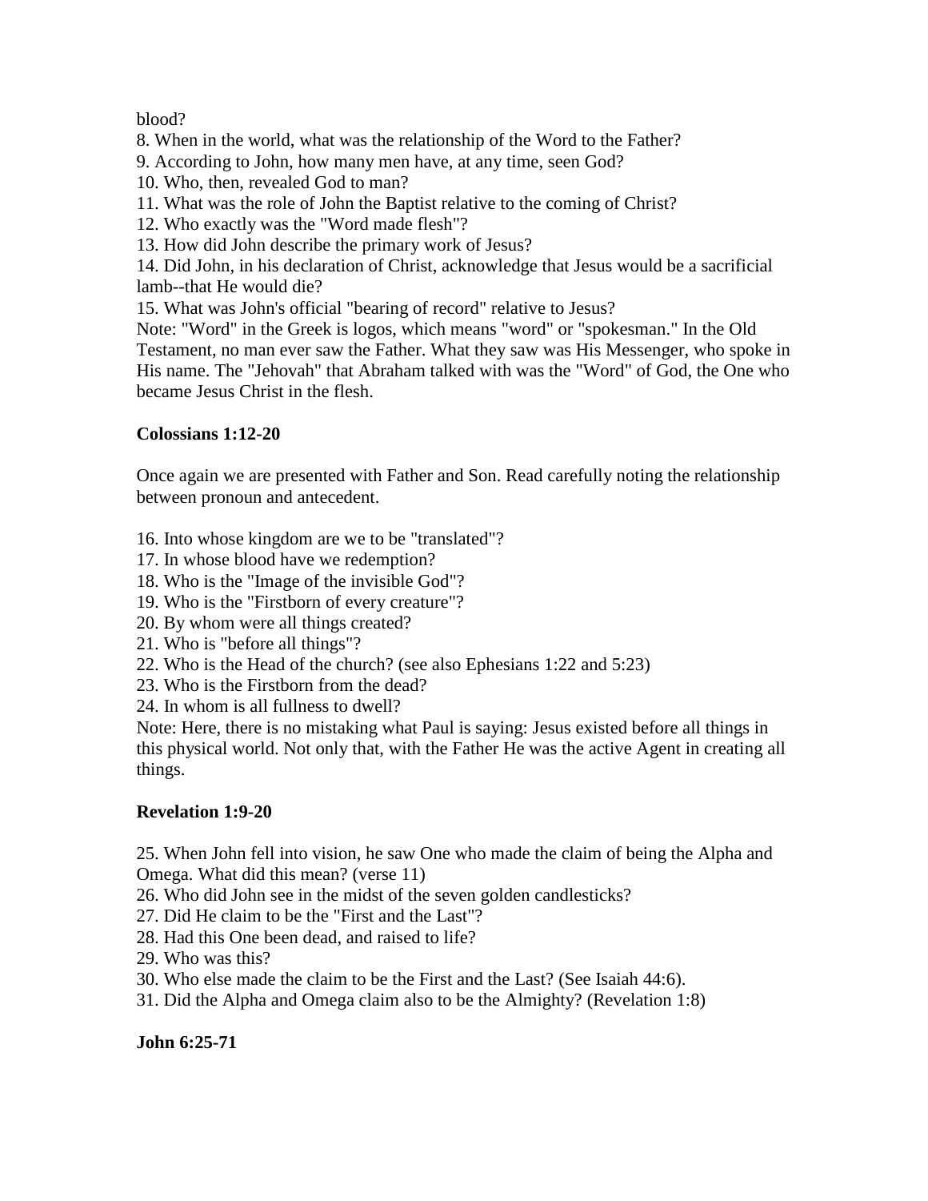blood?

8. When in the world, what was the relationship of the Word to the Father?
9. According to John, how many men have, at any time, seen God?
10. Who, then, revealed God to man?
11. What was the role of John the Baptist relative to the coming of Christ?
12. Who exactly was the "Word made flesh"?
13. How did John describe the primary work of Jesus?
14. Did John, in his declaration of Christ, acknowledge that Jesus would be a sacrificial lamb--that He would die?
15. What was John's official "bearing of record" relative to Jesus?

Note: "Word" in the Greek is logos, which means "word" or "spokesman." In the Old Testament, no man ever saw the Father. What they saw was His Messenger, who spoke in His name. The "Jehovah" that Abraham talked with was the "Word" of God, the One who became Jesus Christ in the flesh.

**Colossians 1:12-20**

Once again we are presented with Father and Son. Read carefully noting the relationship between pronoun and antecedent.

16. Into whose kingdom are we to be "translated"?
17. In whose blood have we redemption?
18. Who is the "Image of the invisible God"?
19. Who is the "Firstborn of every creature"?
20. By whom were all things created?
21. Who is "before all things"?
22. Who is the Head of the church? (see also Ephesians 1:22 and 5:23)
23. Who is the Firstborn from the dead?
24. In whom is all fullness to dwell?

Note: Here, there is no mistaking what Paul is saying: Jesus existed before all things in this physical world. Not only that, with the Father He was the active Agent in creating all things.

**Revelation 1:9-20**

25. When John fell into vision, he saw One who made the claim of being the Alpha and Omega. What did this mean? (verse 11)
26. Who did John see in the midst of the seven golden candlesticks?
27. Did He claim to be the "First and the Last"?
28. Had this One been dead, and raised to life?
29. Who was this?
30. Who else made the claim to be the First and the Last? (See Isaiah 44:6).
31. Did the Alpha and Omega claim also to be the Almighty? (Revelation 1:8)

**John 6:25-71**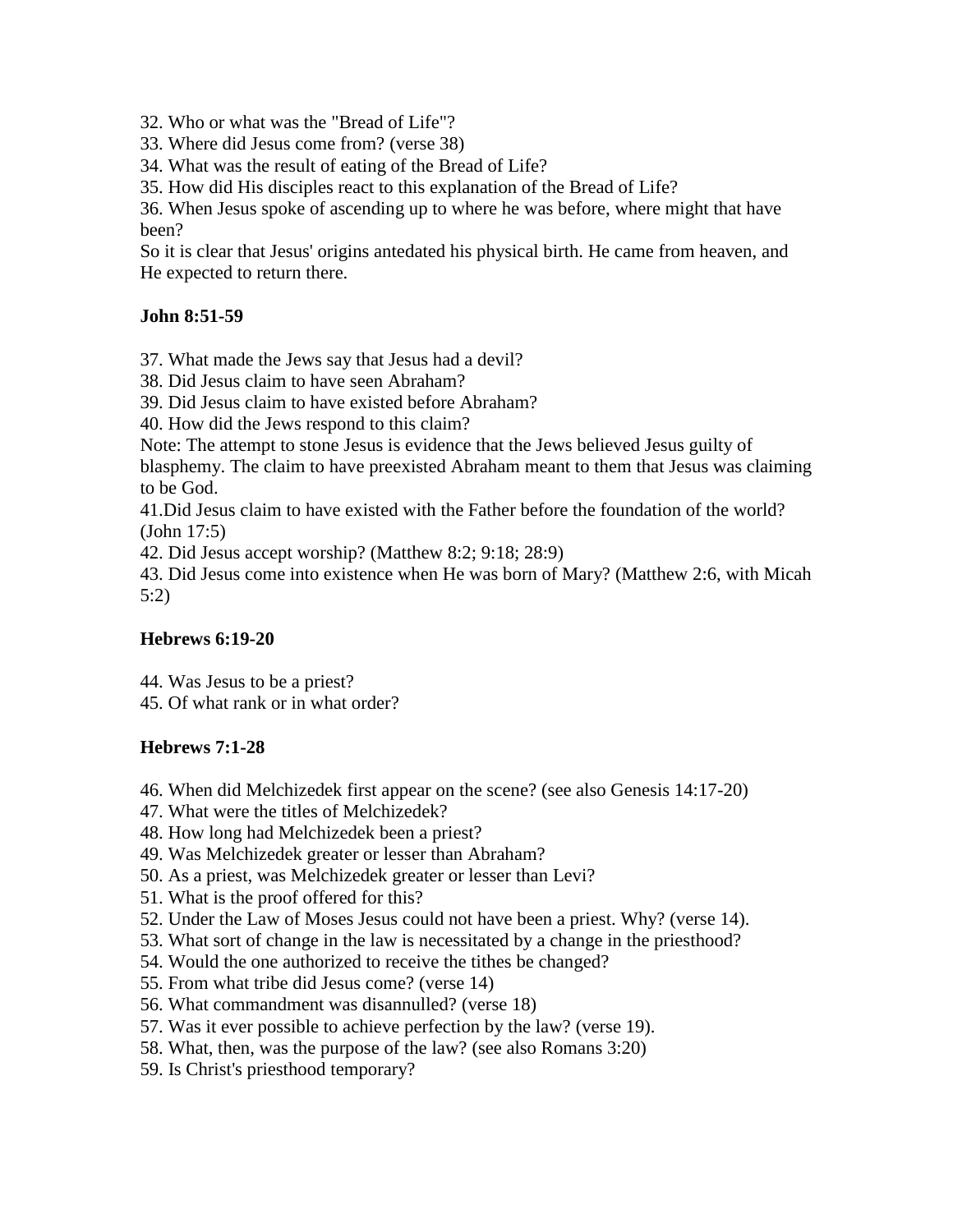32. Who or what was the "Bread of Life"?
33. Where did Jesus come from? (verse 38)
34. What was the result of eating of the Bread of Life?
35. How did His disciples react to this explanation of the Bread of Life?
36. When Jesus spoke of ascending up to where he was before, where might that have been?
So it is clear that Jesus' origins antedated his physical birth. He came from heaven, and He expected to return there.

**John 8:51-59**

37. What made the Jews say that Jesus had a devil?
38. Did Jesus claim to have seen Abraham?
39. Did Jesus claim to have existed before Abraham?
40. How did the Jews respond to this claim?
Note: The attempt to stone Jesus is evidence that the Jews believed Jesus guilty of blasphemy. The claim to have preexisted Abraham meant to them that Jesus was claiming to be God.
41.Did Jesus claim to have existed with the Father before the foundation of the world? (John 17:5)
42. Did Jesus accept worship? (Matthew 8:2; 9:18; 28:9)
43. Did Jesus come into existence when He was born of Mary? (Matthew 2:6, with Micah 5:2)

**Hebrews 6:19-20**

44. Was Jesus to be a priest?
45. Of what rank or in what order?

**Hebrews 7:1-28**

46. When did Melchizedek first appear on the scene? (see also Genesis 14:17-20)
47. What were the titles of Melchizedek?
48. How long had Melchizedek been a priest?
49. Was Melchizedek greater or lesser than Abraham?
50. As a priest, was Melchizedek greater or lesser than Levi?
51. What is the proof offered for this?
52. Under the Law of Moses Jesus could not have been a priest. Why? (verse 14).
53. What sort of change in the law is necessitated by a change in the priesthood?
54. Would the one authorized to receive the tithes be changed?
55. From what tribe did Jesus come? (verse 14)
56. What commandment was disannulled? (verse 18)
57. Was it ever possible to achieve perfection by the law? (verse 19).
58. What, then, was the purpose of the law? (see also Romans 3:20)
59. Is Christ's priesthood temporary?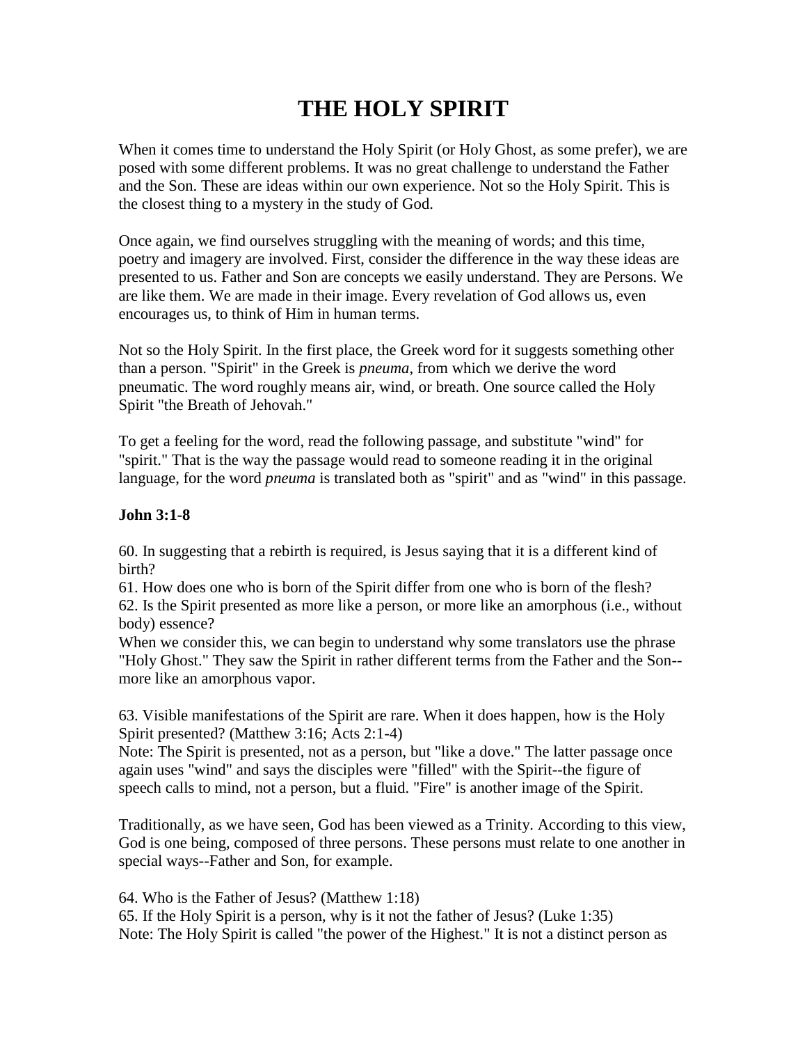# THE HOLY SPIRIT

When it comes time to understand the Holy Spirit (or Holy Ghost, as some prefer), we are posed with some different problems. It was no great challenge to understand the Father and the Son. These are ideas within our own experience. Not so the Holy Spirit. This is the closest thing to a mystery in the study of God.

Once again, we find ourselves struggling with the meaning of words; and this time, poetry and imagery are involved. First, consider the difference in the way these ideas are presented to us. Father and Son are concepts we easily understand. They are Persons. We are like them. We are made in their image. Every revelation of God allows us, even encourages us, to think of Him in human terms.

Not so the Holy Spirit. In the first place, the Greek word for it suggests something other than a person. "Spirit" in the Greek is *pneuma*, from which we derive the word pneumatic. The word roughly means air, wind, or breath. One source called the Holy Spirit "the Breath of Jehovah."

To get a feeling for the word, read the following passage, and substitute "wind" for "spirit." That is the way the passage would read to someone reading it in the original language, for the word *pneuma* is translated both as "spirit" and as "wind" in this passage.

**John 3:1-8**

60. In suggesting that a rebirth is required, is Jesus saying that it is a different kind of birth?
61. How does one who is born of the Spirit differ from one who is born of the flesh?
62. Is the Spirit presented as more like a person, or more like an amorphous (i.e., without body) essence?
When we consider this, we can begin to understand why some translators use the phrase "Holy Ghost." They saw the Spirit in rather different terms from the Father and the Son--more like an amorphous vapor.

63. Visible manifestations of the Spirit are rare. When it does happen, how is the Holy Spirit presented? (Matthew 3:16; Acts 2:1-4)
Note: The Spirit is presented, not as a person, but "like a dove." The latter passage once again uses "wind" and says the disciples were "filled" with the Spirit--the figure of speech calls to mind, not a person, but a fluid. "Fire" is another image of the Spirit.

Traditionally, as we have seen, God has been viewed as a Trinity. According to this view, God is one being, composed of three persons. These persons must relate to one another in special ways--Father and Son, for example.

64. Who is the Father of Jesus? (Matthew 1:18)
65. If the Holy Spirit is a person, why is it not the father of Jesus? (Luke 1:35)
Note: The Holy Spirit is called "the power of the Highest." It is not a distinct person as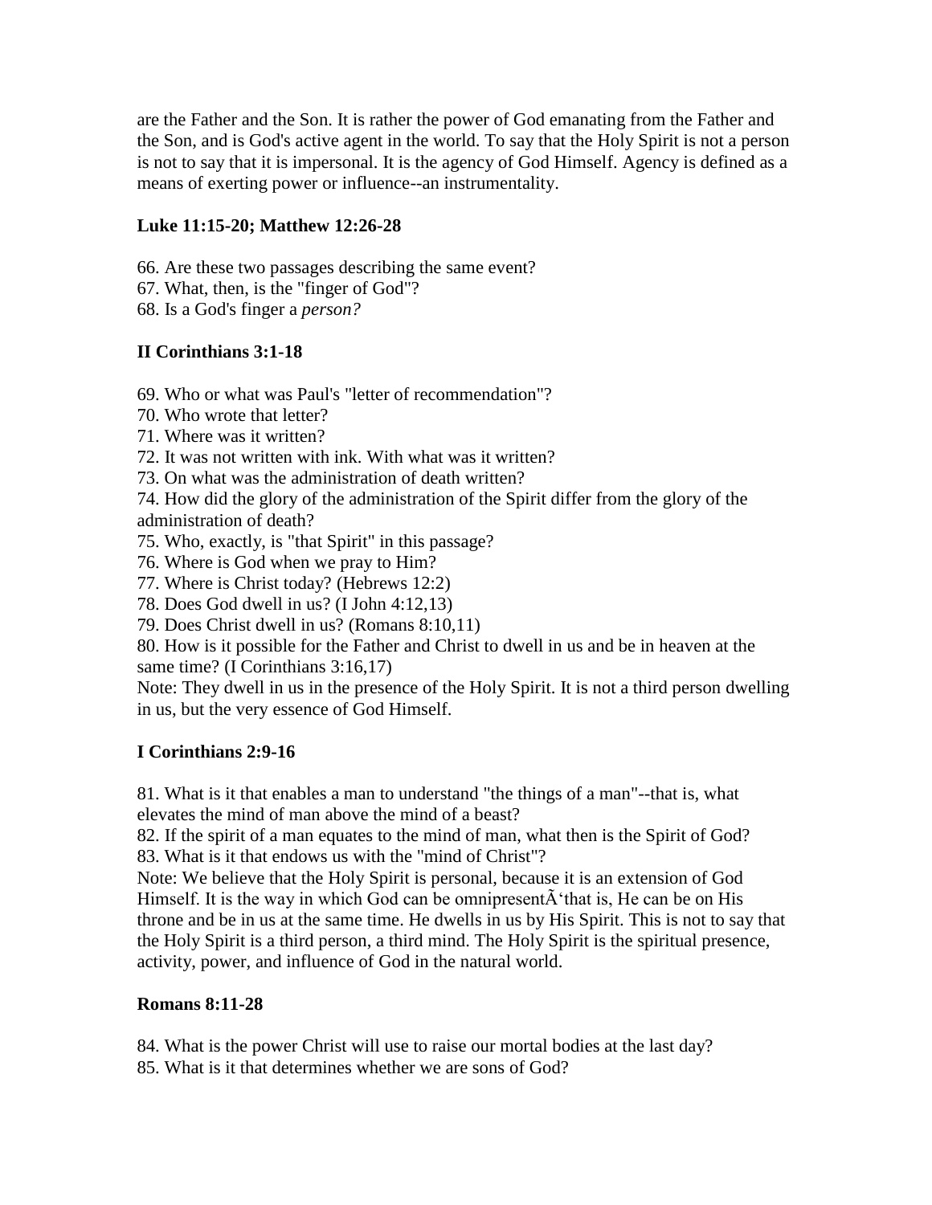are the Father and the Son. It is rather the power of God emanating from the Father and the Son, and is God's active agent in the world. To say that the Holy Spirit is not a person is not to say that it is impersonal. It is the agency of God Himself. Agency is defined as a means of exerting power or influence--an instrumentality.

**Luke 11:15-20; Matthew 12:26-28**

66. Are these two passages describing the same event?
67. What, then, is the "finger of God"?
68. Is a God's finger a *person?*

**II Corinthians 3:1-18**

69. Who or what was Paul's "letter of recommendation"?
70. Who wrote that letter?
71. Where was it written?
72. It was not written with ink. With what was it written?
73. On what was the administration of death written?
74. How did the glory of the administration of the Spirit differ from the glory of the administration of death?
75. Who, exactly, is "that Spirit" in this passage?
76. Where is God when we pray to Him?
77. Where is Christ today? (Hebrews 12:2)
78. Does God dwell in us? (I John 4:12,13)
79. Does Christ dwell in us? (Romans 8:10,11)
80. How is it possible for the Father and Christ to dwell in us and be in heaven at the same time? (I Corinthians 3:16,17)

Note: They dwell in us in the presence of the Holy Spirit. It is not a third person dwelling in us, but the very essence of God Himself.

**I Corinthians 2:9-16**

81. What is it that enables a man to understand "the things of a man"--that is, what elevates the mind of man above the mind of a beast?
82. If the spirit of a man equates to the mind of man, what then is the Spirit of God?
83. What is it that endows us with the "mind of Christ"?

Note: We believe that the Holy Spirit is personal, because it is an extension of God Himself. It is the way in which God can be omnipresentÃ'that is, He can be on His throne and be in us at the same time. He dwells in us by His Spirit. This is not to say that the Holy Spirit is a third person, a third mind. The Holy Spirit is the spiritual presence, activity, power, and influence of God in the natural world.

**Romans 8:11-28**

84. What is the power Christ will use to raise our mortal bodies at the last day?
85. What is it that determines whether we are sons of God?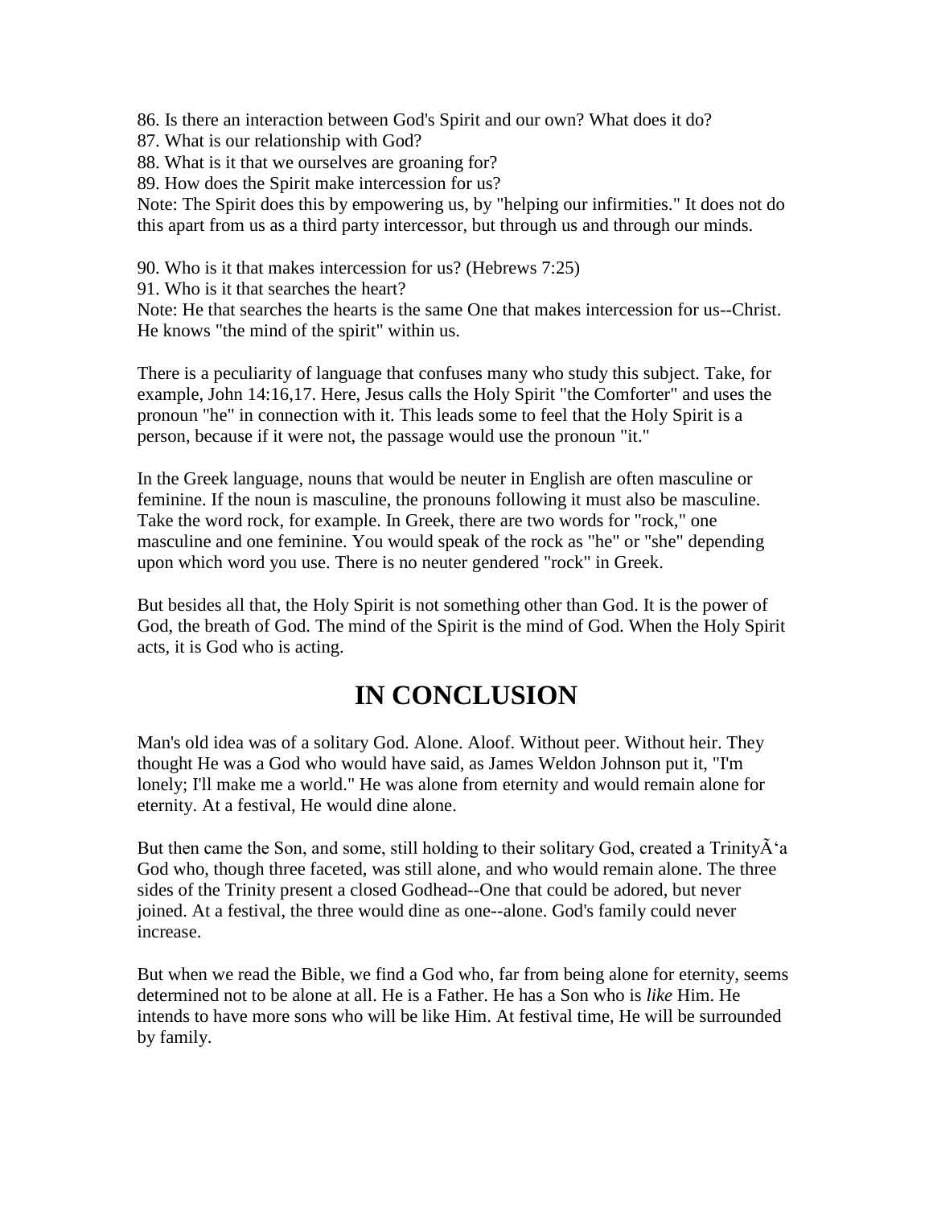86. Is there an interaction between God's Spirit and our own? What does it do?
87. What is our relationship with God?
88. What is it that we ourselves are groaning for?
89. How does the Spirit make intercession for us?
Note: The Spirit does this by empowering us, by "helping our infirmities." It does not do this apart from us as a third party intercessor, but through us and through our minds.

90. Who is it that makes intercession for us? (Hebrews 7:25)
91. Who is it that searches the heart?
Note: He that searches the hearts is the same One that makes intercession for us--Christ. He knows "the mind of the spirit" within us.

There is a peculiarity of language that confuses many who study this subject. Take, for example, John 14:16,17. Here, Jesus calls the Holy Spirit "the Comforter" and uses the pronoun "he" in connection with it. This leads some to feel that the Holy Spirit is a person, because if it were not, the passage would use the pronoun "it."

In the Greek language, nouns that would be neuter in English are often masculine or feminine. If the noun is masculine, the pronouns following it must also be masculine. Take the word rock, for example. In Greek, there are two words for "rock," one masculine and one feminine. You would speak of the rock as "he" or "she" depending upon which word you use. There is no neuter gendered "rock" in Greek.

But besides all that, the Holy Spirit is not something other than God. It is the power of God, the breath of God. The mind of the Spirit is the mind of God. When the Holy Spirit acts, it is God who is acting.

# IN CONCLUSION

Man's old idea was of a solitary God. Alone. Aloof. Without peer. Without heir. They thought He was a God who would have said, as James Weldon Johnson put it, "I'm lonely; I'll make me a world." He was alone from eternity and would remain alone for eternity. At a festival, He would dine alone.

But then came the Son, and some, still holding to their solitary God, created a TrinityÃ'a God who, though three faceted, was still alone, and who would remain alone. The three sides of the Trinity present a closed Godhead--One that could be adored, but never joined. At a festival, the three would dine as one--alone. God's family could never increase.

But when we read the Bible, we find a God who, far from being alone for eternity, seems determined not to be alone at all. He is a Father. He has a Son who is *like* Him. He intends to have more sons who will be like Him. At festival time, He will be surrounded by family.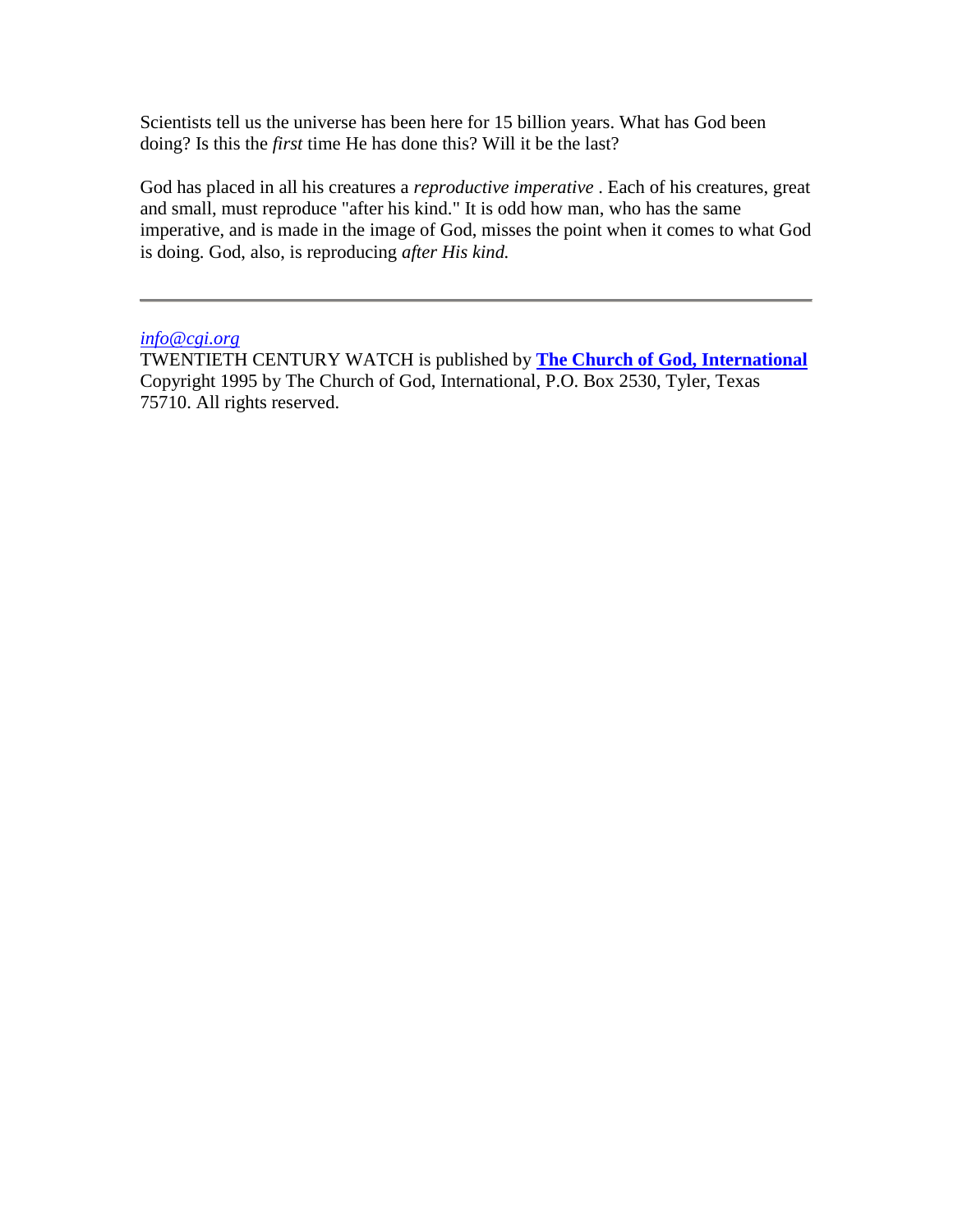Scientists tell us the universe has been here for 15 billion years. What has God been doing? Is this the *first* time He has done this? Will it be the last?

God has placed in all his creatures a *reproductive imperative* . Each of his creatures, great and small, must reproduce "after his kind." It is odd how man, who has the same imperative, and is made in the image of God, misses the point when it comes to what God is doing. God, also, is reproducing *after His kind.*

---

*info@cgi.org*
TWENTIETH CENTURY WATCH is published by **The Church of God, International**
Copyright 1995 by The Church of God, International, P.O. Box 2530, Tyler, Texas 75710. All rights reserved.